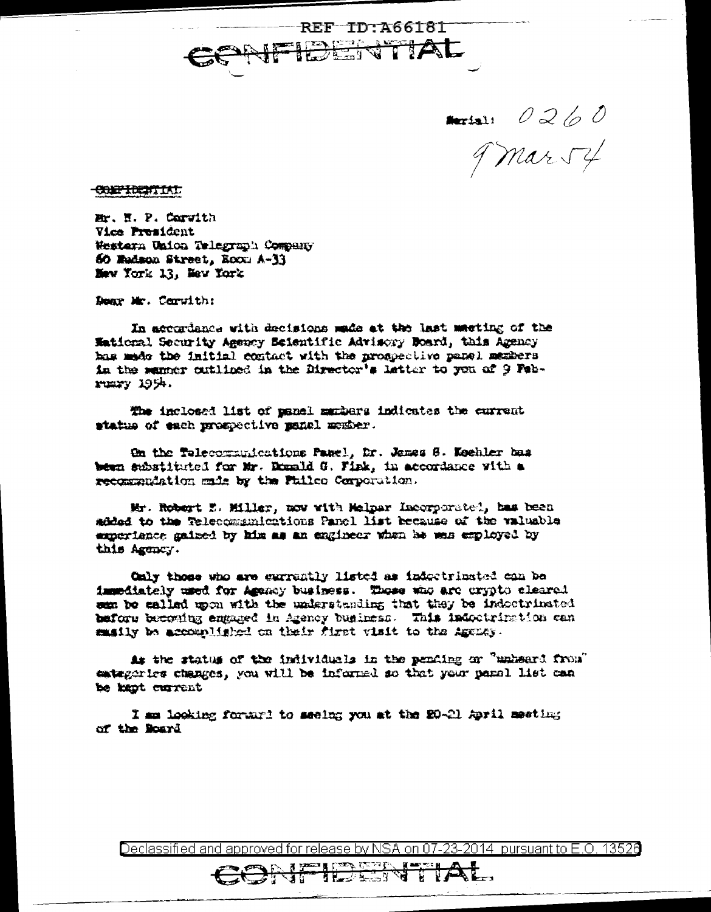REF ID:A66181

CONFIDENTIAL

Serial: 0260
9 Mar 54

CONFIDENTIAL

Mr. H. P. Corwith
Vice President
Western Union Telegraph Company
60 Hudson Street, Room A-33
New York 13, New York

Dear Mr. Corwith:

In accordance with decisions made at the last meeting of the National Security Agency Scientific Advisory Board, this Agency has made the initial contact with the prospective panel members in the manner outlined in the Director's letter to you of 9 February 1954.

The inclosed list of panel members indicates the current status of each prospective panel member.

On the Telecommunications Panel, Dr. James S. Koehler has been substituted for Mr. Donald G. Fink, in accordance with a recommendation made by the Philco Corporation.

Mr. Robert E. Miller, now with Melpar Incorporated, has been added to the Telecommunications Panel list because of the valuable experience gained by him as an engineer when he was employed by this Agency.

Only those who are currently listed as indoctrinated can be immediately used for Agency business. Those who are crypto cleared can be called upon with the understanding that they be indoctrinated before becoming engaged in Agency business. This indoctrination can easily be accomplished on their first visit to the Agency.

As the status of the individuals in the pending or "unheard from" categories changes, you will be informed so that your panel list can be kept current

I am looking forward to seeing you at the 20-21 April meeting of the Board

Declassified and approved for release by NSA on 07-23-2014 pursuant to E.O. 13526

CONFIDENTIAL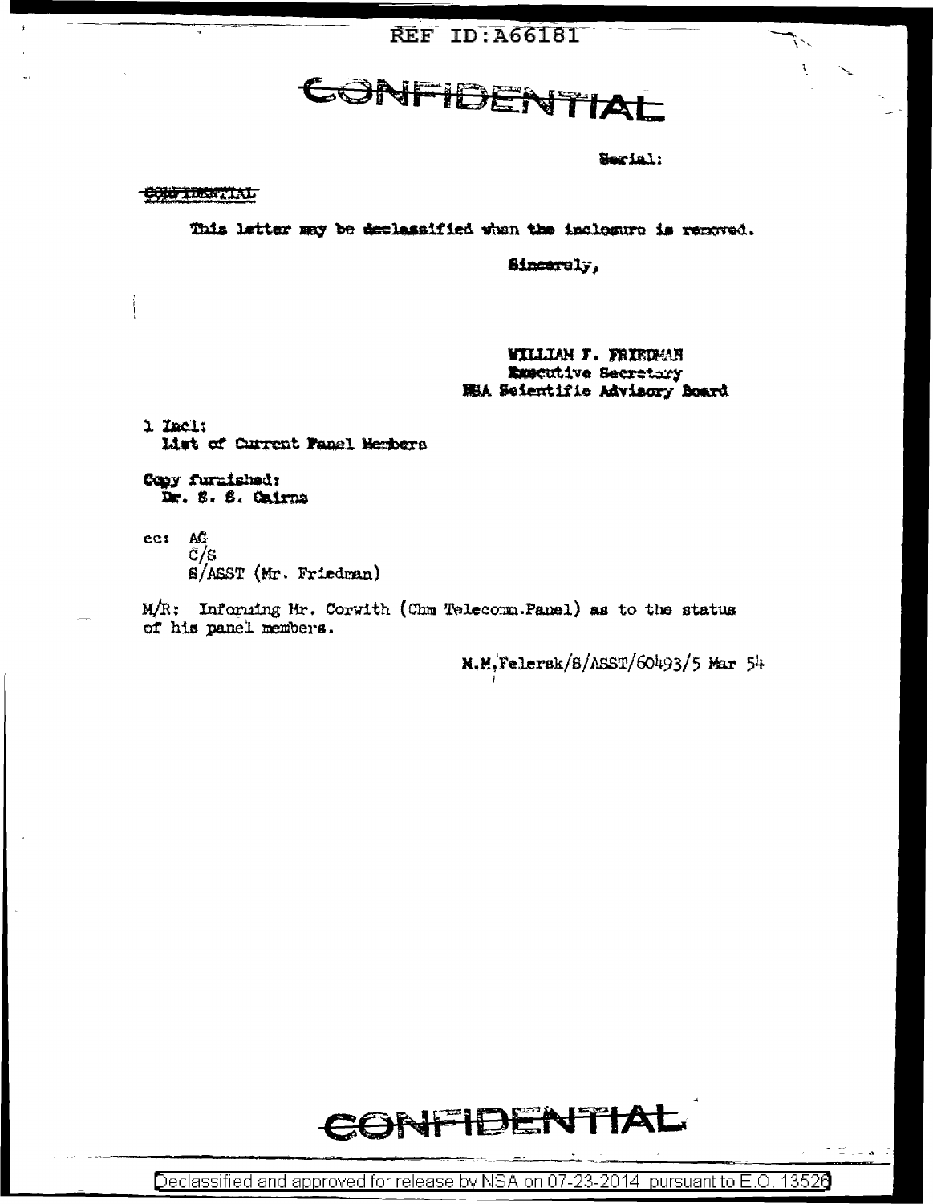REF ID:A66181

CONFIDENTIAL

Serial:

~~CONFIDENTIAL~~

This letter may be declassified when the inclosure is removed.

Sincerely,

WILLIAM F. FRIEDMAN
Executive Secretary
NSA Scientific Advisory Board

1 Incl:
List of Current Panel Members

Copy furnished:
Dr. S. S. Cairns

cc: AG
C/S
S/ASST (Mr. Friedman)

M/R: Informing Mr. Corwith (Chm Telecomm.Panel) as to the status of his panel members.

M.M.Felersk/S/ASST/60493/5 Mar 54

CONFIDENTIAL

Declassified and approved for release by NSA on 07-23-2014 pursuant to E.O. 13526